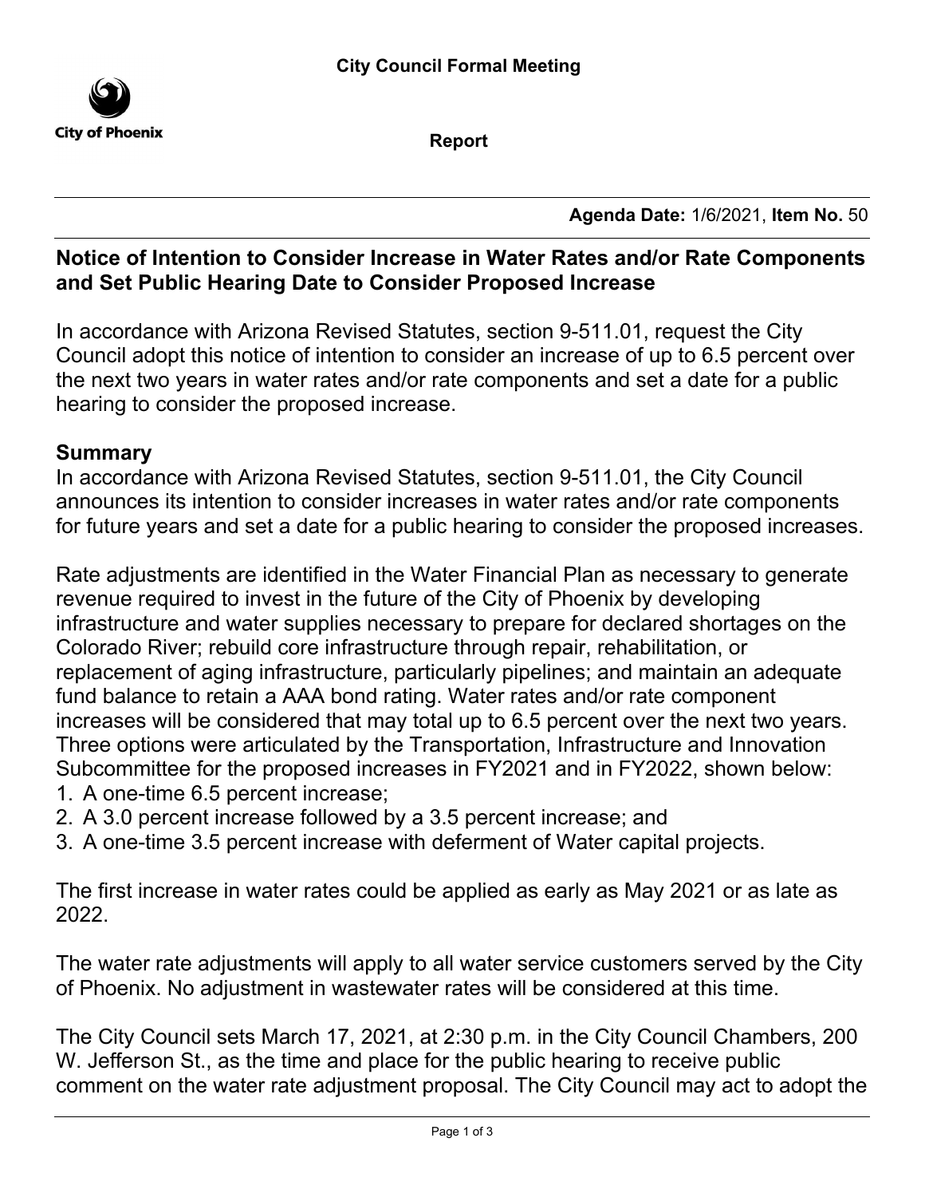City Council Formal Meeting

City of Phoenix

Report

**Agenda Date:** 1/6/2021, **Item No.** 50

## Notice of Intention to Consider Increase in Water Rates and/or Rate Components and Set Public Hearing Date to Consider Proposed Increase

In accordance with Arizona Revised Statutes, section 9-511.01, request the City Council adopt this notice of intention to consider an increase of up to 6.5 percent over the next two years in water rates and/or rate components and set a date for a public hearing to consider the proposed increase.

### Summary

In accordance with Arizona Revised Statutes, section 9-511.01, the City Council announces its intention to consider increases in water rates and/or rate components for future years and set a date for a public hearing to consider the proposed increases.

Rate adjustments are identified in the Water Financial Plan as necessary to generate revenue required to invest in the future of the City of Phoenix by developing infrastructure and water supplies necessary to prepare for declared shortages on the Colorado River; rebuild core infrastructure through repair, rehabilitation, or replacement of aging infrastructure, particularly pipelines; and maintain an adequate fund balance to retain a AAA bond rating. Water rates and/or rate component increases will be considered that may total up to 6.5 percent over the next two years. Three options were articulated by the Transportation, Infrastructure and Innovation Subcommittee for the proposed increases in FY2021 and in FY2022, shown below:

1. A one-time 6.5 percent increase;
2. A 3.0 percent increase followed by a 3.5 percent increase; and
3. A one-time 3.5 percent increase with deferment of Water capital projects.

The first increase in water rates could be applied as early as May 2021 or as late as 2022.

The water rate adjustments will apply to all water service customers served by the City of Phoenix. No adjustment in wastewater rates will be considered at this time.

The City Council sets March 17, 2021, at 2:30 p.m. in the City Council Chambers, 200 W. Jefferson St., as the time and place for the public hearing to receive public comment on the water rate adjustment proposal. The City Council may act to adopt the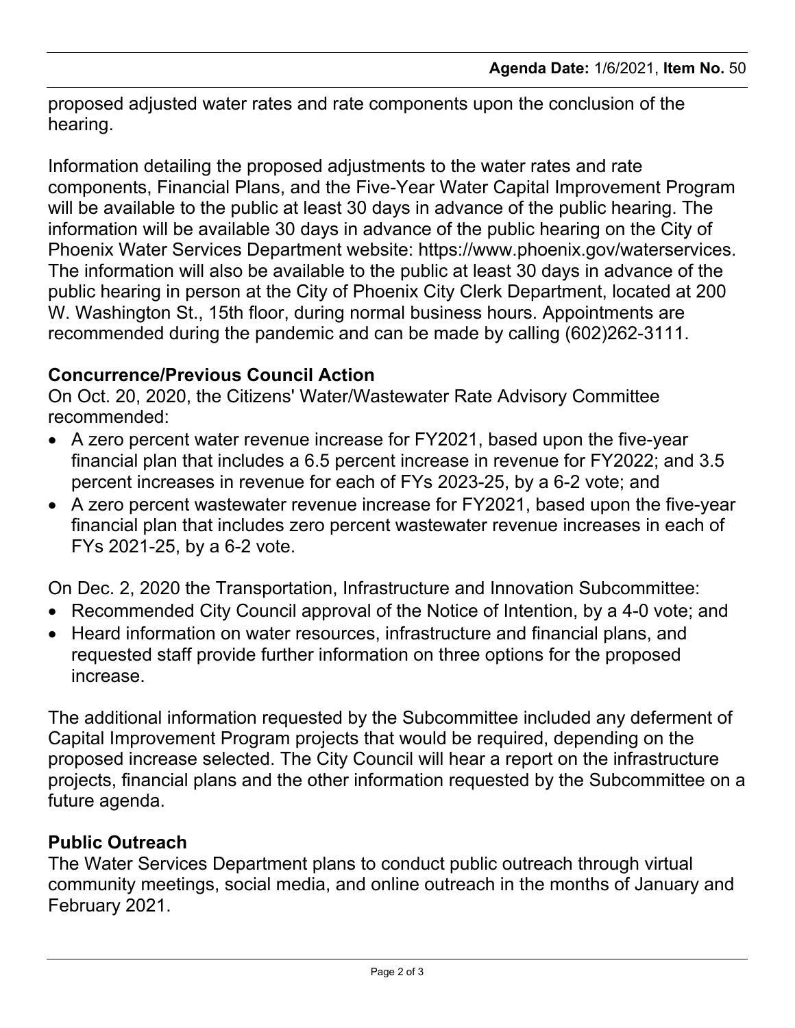proposed adjusted water rates and rate components upon the conclusion of the hearing.

Information detailing the proposed adjustments to the water rates and rate components, Financial Plans, and the Five-Year Water Capital Improvement Program will be available to the public at least 30 days in advance of the public hearing. The information will be available 30 days in advance of the public hearing on the City of Phoenix Water Services Department website: https://www.phoenix.gov/waterservices. The information will also be available to the public at least 30 days in advance of the public hearing in person at the City of Phoenix City Clerk Department, located at 200 W. Washington St., 15th floor, during normal business hours. Appointments are recommended during the pandemic and can be made by calling (602)262-3111.

**Concurrence/Previous Council Action**

On Oct. 20, 2020, the Citizens' Water/Wastewater Rate Advisory Committee recommended:

- A zero percent water revenue increase for FY2021, based upon the five-year financial plan that includes a 6.5 percent increase in revenue for FY2022; and 3.5 percent increases in revenue for each of FYs 2023-25, by a 6-2 vote; and
- A zero percent wastewater revenue increase for FY2021, based upon the five-year financial plan that includes zero percent wastewater revenue increases in each of FYs 2021-25, by a 6-2 vote.

On Dec. 2, 2020 the Transportation, Infrastructure and Innovation Subcommittee:

- Recommended City Council approval of the Notice of Intention, by a 4-0 vote; and
- Heard information on water resources, infrastructure and financial plans, and requested staff provide further information on three options for the proposed increase.

The additional information requested by the Subcommittee included any deferment of Capital Improvement Program projects that would be required, depending on the proposed increase selected. The City Council will hear a report on the infrastructure projects, financial plans and the other information requested by the Subcommittee on a future agenda.

**Public Outreach**

The Water Services Department plans to conduct public outreach through virtual community meetings, social media, and online outreach in the months of January and February 2021.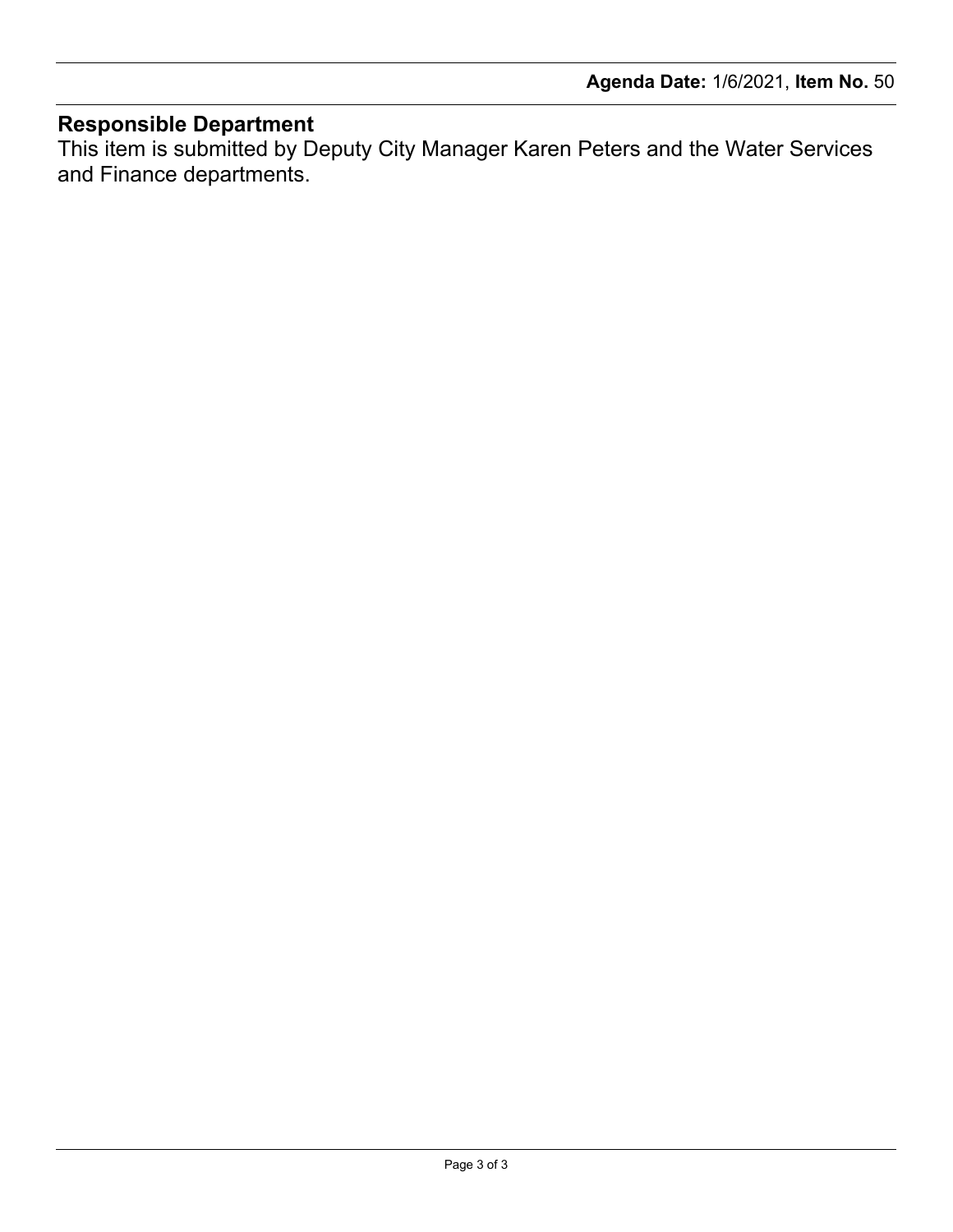## Responsible Department

This item is submitted by Deputy City Manager Karen Peters and the Water Services and Finance departments.